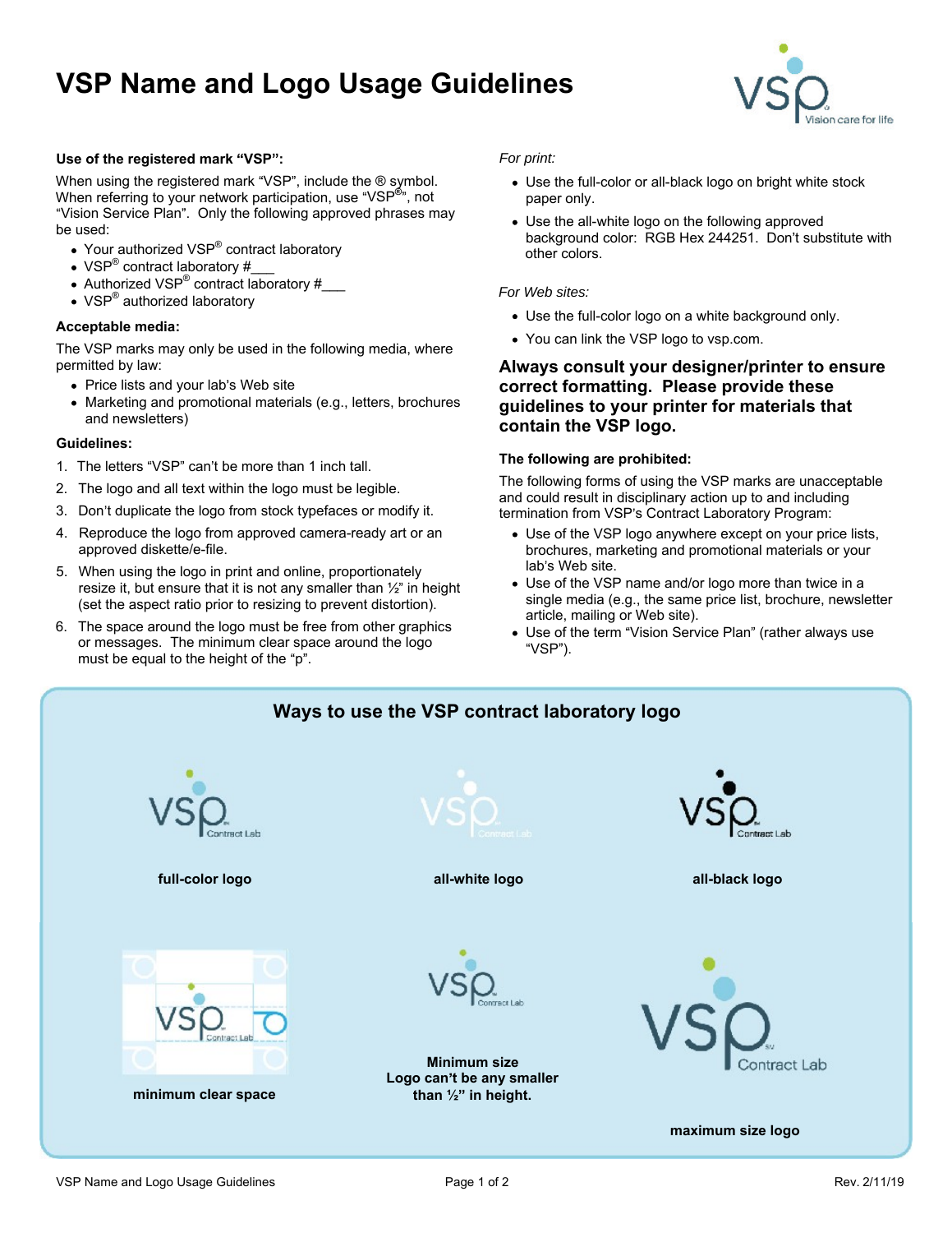# VSP Name and Logo Usage Guidelines

**Use of the registered mark "VSP":**

When using the registered mark "VSP", include the ® symbol. When referring to your network participation, use "VSP®", not "Vision Service Plan". Only the following approved phrases may be used:

- Your authorized VSP® contract laboratory
- VSP® contract laboratory #___
- Authorized VSP® contract laboratory #___
- VSP® authorized laboratory

**Acceptable media:**

The VSP marks may only be used in the following media, where permitted by law:

- Price lists and your lab's Web site
- Marketing and promotional materials (e.g., letters, brochures and newsletters)

**Guidelines:**

1. The letters "VSP" can't be more than 1 inch tall.
2. The logo and all text within the logo must be legible.
3. Don't duplicate the logo from stock typefaces or modify it.
4. Reproduce the logo from approved camera-ready art or an approved diskette/e-file.
5. When using the logo in print and online, proportionately resize it, but ensure that it is not any smaller than ½" in height (set the aspect ratio prior to resizing to prevent distortion).
6. The space around the logo must be free from other graphics or messages. The minimum clear space around the logo must be equal to the height of the "p".

*For print:*

- Use the full-color or all-black logo on bright white stock paper only.
- Use the all-white logo on the following approved background color: RGB Hex 244251. Don't substitute with other colors.

*For Web sites:*

- Use the full-color logo on a white background only.
- You can link the VSP logo to vsp.com.

**Always consult your designer/printer to ensure correct formatting. Please provide these guidelines to your printer for materials that contain the VSP logo.**

**The following are prohibited:**

The following forms of using the VSP marks are unacceptable and could result in disciplinary action up to and including termination from VSP's Contract Laboratory Program:

- Use of the VSP logo anywhere except on your price lists, brochures, marketing and promotional materials or your lab's Web site.
- Use of the VSP name and/or logo more than twice in a single media (e.g., the same price list, brochure, newsletter article, mailing or Web site).
- Use of the term "Vision Service Plan" (rather always use "VSP").

## Ways to use the VSP contract laboratory logo

**full-color logo**

**all-white logo**

**all-black logo**

**minimum clear space**

**Minimum size**
**Logo can't be any smaller than ½" in height.**

**maximum size logo**

Rev. 2/11/19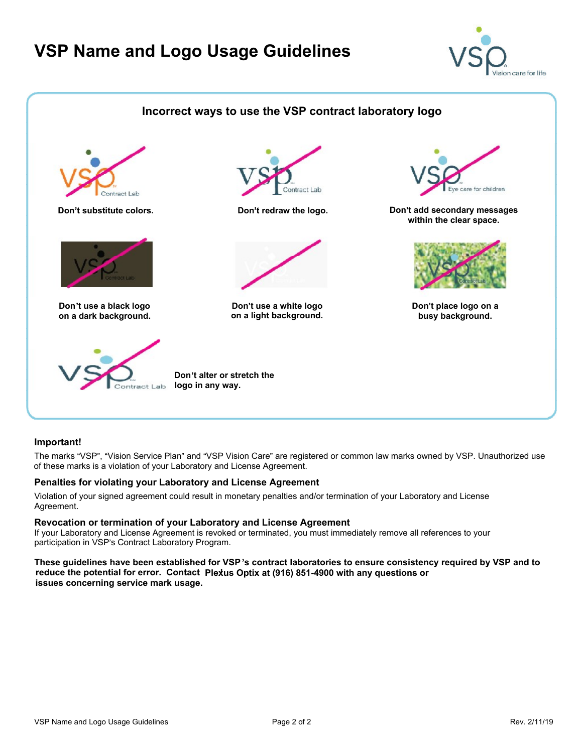# VSP Name and Logo Usage Guidelines

## Incorrect ways to use the VSP contract laboratory logo

Don't substitute colors.

Don't redraw the logo.

Don't add secondary messages within the clear space.

Don't use a black logo on a dark background.

Don't use a white logo on a light background.

Don't place logo on a busy background.

Don't alter or stretch the logo in any way.

### Important!

The marks "VSP", "Vision Service Plan" and "VSP Vision Care" are registered or common law marks owned by VSP. Unauthorized use of these marks is a violation of your Laboratory and License Agreement.

### Penalties for violating your Laboratory and License Agreement

Violation of your signed agreement could result in monetary penalties and/or termination of your Laboratory and License Agreement.

### Revocation or termination of your Laboratory and License Agreement

If your Laboratory and License Agreement is revoked or terminated, you must immediately remove all references to your participation in VSP's Contract Laboratory Program.

**These guidelines have been established for VSP's contract laboratories to ensure consistency required by VSP and to reduce the potential for error. Contact Plexus Optix at (916) 851-4900 with any questions or issues concerning service mark usage.**

Rev. 2/11/19